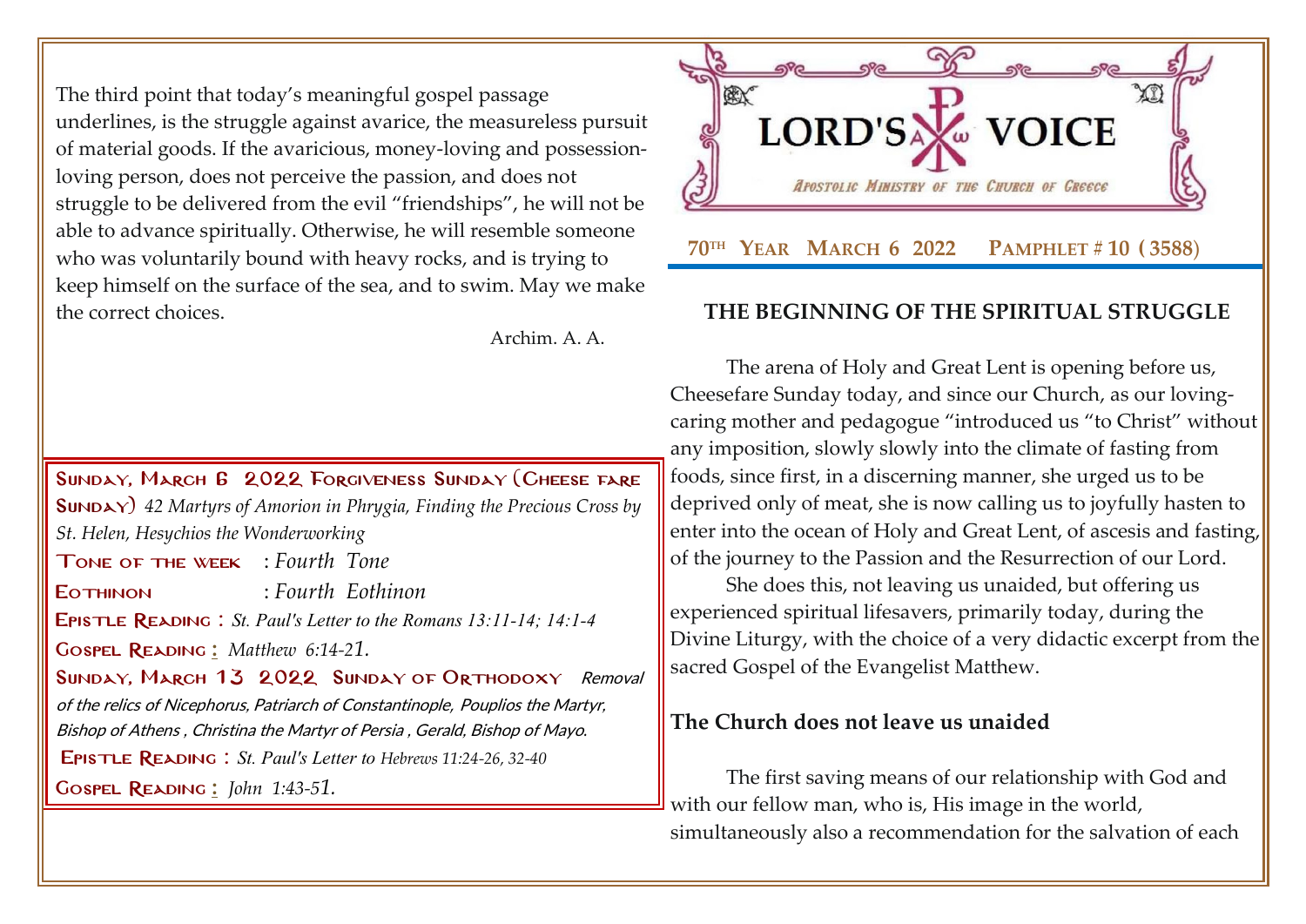The third point that today's meaningful gospel passage underlines, is the struggle against avarice, the measureless pursuit of material goods. If the avaricious, money-loving and possession-loving person, does not perceive the passion, and does not struggle to be delivered from the evil "friendships", he will not be able to advance spiritually. Otherwise, he will resemble someone who was voluntarily bound with heavy rocks, and is trying to keep himself on the surface of the sea, and to swim. May we make the correct choices.

Archim. A. A.

**Sunday, March 6 2022 Forgiveness Sunday (Cheese fare Sunday)** *42 Martyrs of Amorion in Phrygia, Finding the Precious Cross by St. Helen, Hesychios the Wonderworking*

**Tone of the week** : *Fourth Tone*

**Eothinon** : *Fourth Eothinon*

**Epistle Reading :** *St. Paul's Letter to the Romans 13:11-14; 14:1-4*

**Gospel Reading :** *Matthew 6:14-21.*

**Sunday, March 13 2022 Sunday of Orthodoxy** *Removal of the relics of Nicephorus, Patriarch of Constantinople, Pouplios the Martyr, Bishop of Athens , Christina the Martyr of Persia , Gerald, Bishop of Mayo.*

**Epistle Reading :** *St. Paul's Letter to Hebrews 11:24-26, 32-40*

**Gospel Reading :** *John 1:43-51.*

# LORD'S VOICE

APOSTOLIC MINISTRY OF THE CHURCH OF GREECE

**70TH YEAR MARCH 6 2022 PAMPHLET # 10 (3588)**

## THE BEGINNING OF THE SPIRITUAL STRUGGLE

The arena of Holy and Great Lent is opening before us, Cheesefare Sunday today, and since our Church, as our loving-caring mother and pedagogue "introduced us "to Christ" without any imposition, slowly slowly into the climate of fasting from foods, since first, in a discerning manner, she urged us to be deprived only of meat, she is now calling us to joyfully hasten to enter into the ocean of Holy and Great Lent, of ascesis and fasting, of the journey to the Passion and the Resurrection of our Lord.

She does this, not leaving us unaided, but offering us experienced spiritual lifesavers, primarily today, during the Divine Liturgy, with the choice of a very didactic excerpt from the sacred Gospel of the Evangelist Matthew.

### The Church does not leave us unaided

The first saving means of our relationship with God and with our fellow man, who is, His image in the world, simultaneously also a recommendation for the salvation of each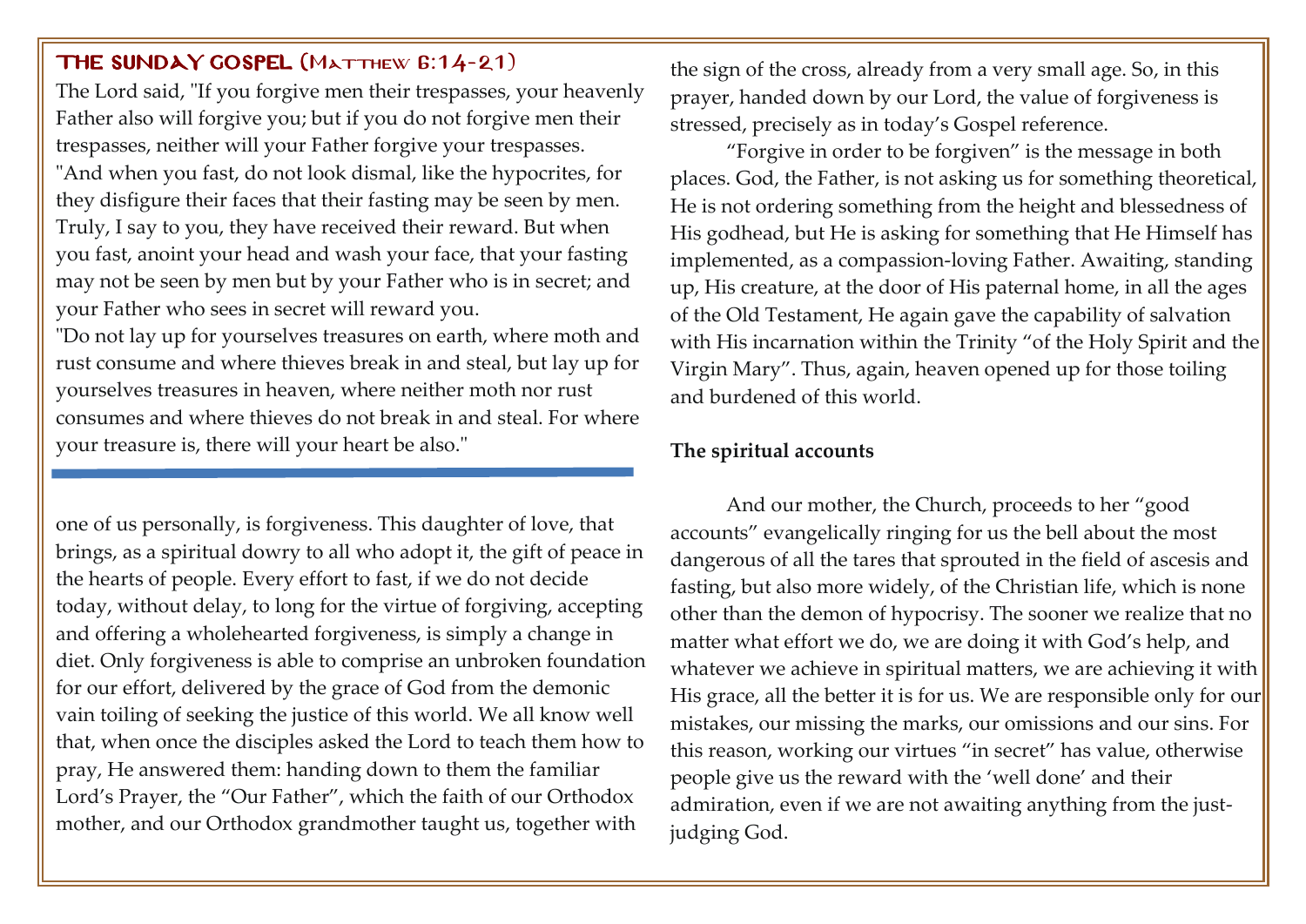## THE SUNDAY GOSPEL (Matthew 6:14-21)

The Lord said, "If you forgive men their trespasses, your heavenly Father also will forgive you; but if you do not forgive men their trespasses, neither will your Father forgive your trespasses.

"And when you fast, do not look dismal, like the hypocrites, for they disfigure their faces that their fasting may be seen by men. Truly, I say to you, they have received their reward. But when you fast, anoint your head and wash your face, that your fasting may not be seen by men but by your Father who is in secret; and your Father who sees in secret will reward you.

"Do not lay up for yourselves treasures on earth, where moth and rust consume and where thieves break in and steal, but lay up for yourselves treasures in heaven, where neither moth nor rust consumes and where thieves do not break in and steal. For where your treasure is, there will your heart be also."

---

one of us personally, is forgiveness. This daughter of love, that brings, as a spiritual dowry to all who adopt it, the gift of peace in the hearts of people. Every effort to fast, if we do not decide today, without delay, to long for the virtue of forgiving, accepting and offering a wholehearted forgiveness, is simply a change in diet. Only forgiveness is able to comprise an unbroken foundation for our effort, delivered by the grace of God from the demonic vain toiling of seeking the justice of this world. We all know well that, when once the disciples asked the Lord to teach them how to pray, He answered them: handing down to them the familiar Lord's Prayer, the "Our Father", which the faith of our Orthodox mother, and our Orthodox grandmother taught us, together with the sign of the cross, already from a very small age. So, in this prayer, handed down by our Lord, the value of forgiveness is stressed, precisely as in today's Gospel reference.

"Forgive in order to be forgiven" is the message in both places. God, the Father, is not asking us for something theoretical, He is not ordering something from the height and blessedness of His godhead, but He is asking for something that He Himself has implemented, as a compassion-loving Father. Awaiting, standing up, His creature, at the door of His paternal home, in all the ages of the Old Testament, He again gave the capability of salvation with His incarnation within the Trinity "of the Holy Spirit and the Virgin Mary". Thus, again, heaven opened up for those toiling and burdened of this world.

**The spiritual accounts**

And our mother, the Church, proceeds to her "good accounts" evangelically ringing for us the bell about the most dangerous of all the tares that sprouted in the field of ascesis and fasting, but also more widely, of the Christian life, which is none other than the demon of hypocrisy. The sooner we realize that no matter what effort we do, we are doing it with God's help, and whatever we achieve in spiritual matters, we are achieving it with His grace, all the better it is for us. We are responsible only for our mistakes, our missing the marks, our omissions and our sins. For this reason, working our virtues "in secret" has value, otherwise people give us the reward with the 'well done' and their admiration, even if we are not awaiting anything from the just-judging God.